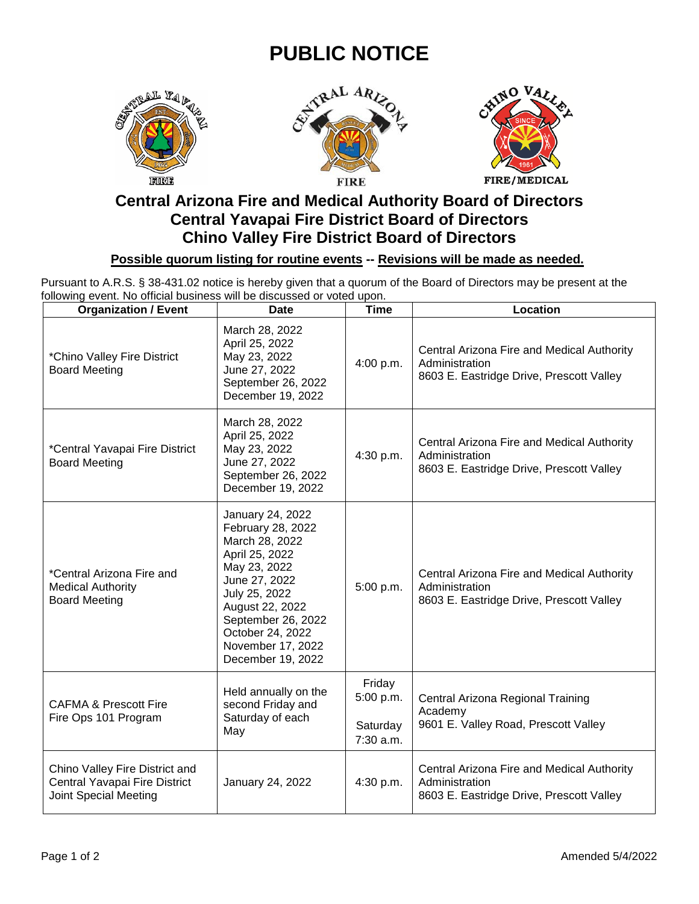# PUBLIC NOTICE

## Central Arizona Fire and Medical Authority Board of Directors
## Central Yavapai Fire District Board of Directors
## Chino Valley Fire District Board of Directors

**Possible quorum listing for routine events -- Revisions will be made as needed.**

Pursuant to A.R.S. § 38-431.02 notice is hereby given that a quorum of the Board of Directors may be present at the following event. No official business will be discussed or voted upon.

| Organization / Event | Date | Time | Location |
| --- | --- | --- | --- |
| *Chino Valley Fire District Board Meeting | March 28, 2022<br>April 25, 2022<br>May 23, 2022<br>June 27, 2022<br>September 26, 2022<br>December 19, 2022 | 4:00 p.m. | Central Arizona Fire and Medical Authority Administration<br>8603 E. Eastridge Drive, Prescott Valley |
| *Central Yavapai Fire District Board Meeting | March 28, 2022<br>April 25, 2022<br>May 23, 2022<br>June 27, 2022<br>September 26, 2022<br>December 19, 2022 | 4:30 p.m. | Central Arizona Fire and Medical Authority Administration<br>8603 E. Eastridge Drive, Prescott Valley |
| *Central Arizona Fire and Medical Authority Board Meeting | January 24, 2022<br>February 28, 2022<br>March 28, 2022<br>April 25, 2022<br>May 23, 2022<br>June 27, 2022<br>July 25, 2022<br>August 22, 2022<br>September 26, 2022<br>October 24, 2022<br>November 17, 2022<br>December 19, 2022 | 5:00 p.m. | Central Arizona Fire and Medical Authority Administration<br>8603 E. Eastridge Drive, Prescott Valley |
| CAFMA & Prescott Fire Fire Ops 101 Program | Held annually on the second Friday and Saturday of each May | Friday<br>5:00 p.m.<br>Saturday<br>7:30 a.m. | Central Arizona Regional Training Academy<br>9601 E. Valley Road, Prescott Valley |
| Chino Valley Fire District and Central Yavapai Fire District Joint Special Meeting | January 24, 2022 | 4:30 p.m. | Central Arizona Fire and Medical Authority Administration<br>8603 E. Eastridge Drive, Prescott Valley |

Amended 5/4/2022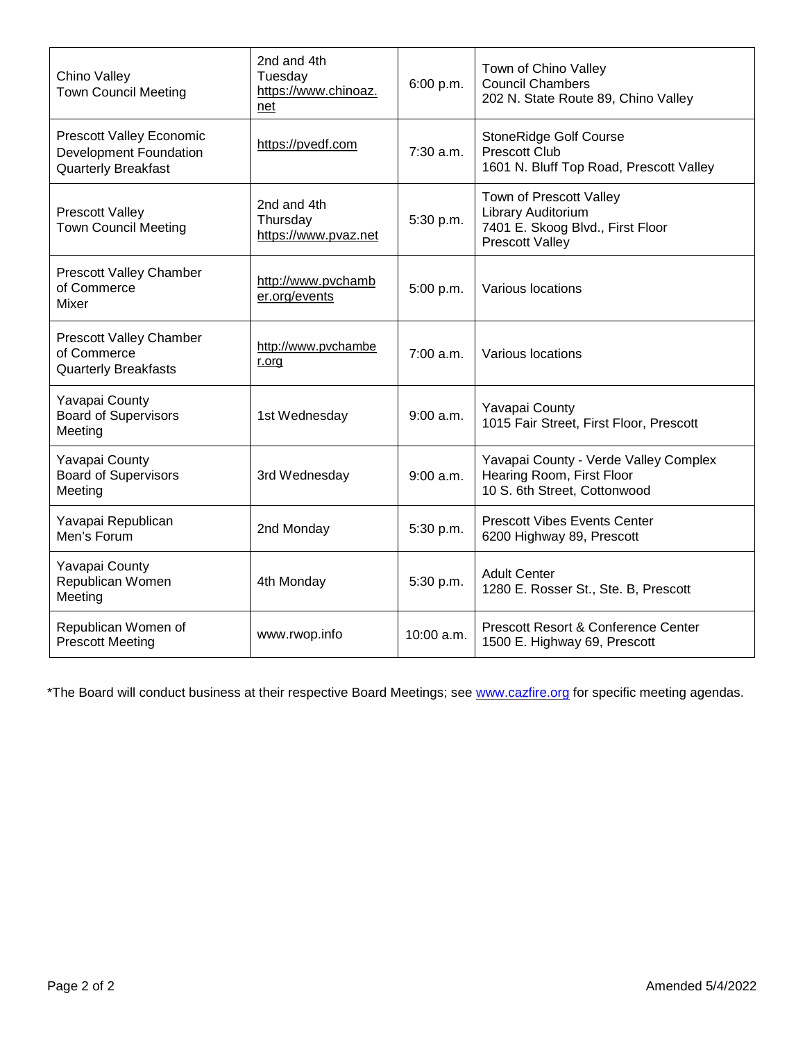| | | | |
|---|---|---|---|
| Chino Valley<br>Town Council Meeting | 2nd and 4th Tuesday<br>https://www.chinoaz.net | 6:00 p.m. | Town of Chino Valley<br>Council Chambers<br>202 N. State Route 89, Chino Valley |
| Prescott Valley Economic Development Foundation Quarterly Breakfast | https://pvedf.com | 7:30 a.m. | StoneRidge Golf Course<br>Prescott Club<br>1601 N. Bluff Top Road, Prescott Valley |
| Prescott Valley<br>Town Council Meeting | 2nd and 4th Thursday<br>https://www.pvaz.net | 5:30 p.m. | Town of Prescott Valley<br>Library Auditorium<br>7401 E. Skoog Blvd., First Floor<br>Prescott Valley |
| Prescott Valley Chamber of Commerce<br>Mixer | http://www.pvchamber.org/events | 5:00 p.m. | Various locations |
| Prescott Valley Chamber of Commerce<br>Quarterly Breakfasts | http://www.pvchamber.org | 7:00 a.m. | Various locations |
| Yavapai County<br>Board of Supervisors Meeting | 1st Wednesday | 9:00 a.m. | Yavapai County<br>1015 Fair Street, First Floor, Prescott |
| Yavapai County<br>Board of Supervisors Meeting | 3rd Wednesday | 9:00 a.m. | Yavapai County - Verde Valley Complex<br>Hearing Room, First Floor<br>10 S. 6th Street, Cottonwood |
| Yavapai Republican<br>Men's Forum | 2nd Monday | 5:30 p.m. | Prescott Vibes Events Center<br>6200 Highway 89, Prescott |
| Yavapai County<br>Republican Women Meeting | 4th Monday | 5:30 p.m. | Adult Center<br>1280 E. Rosser St., Ste. B, Prescott |
| Republican Women of Prescott Meeting | www.rwop.info | 10:00 a.m. | Prescott Resort & Conference Center<br>1500 E. Highway 69, Prescott |

*The Board will conduct business at their respective Board Meetings; see www.cazfire.org for specific meeting agendas.

Amended 5/4/2022